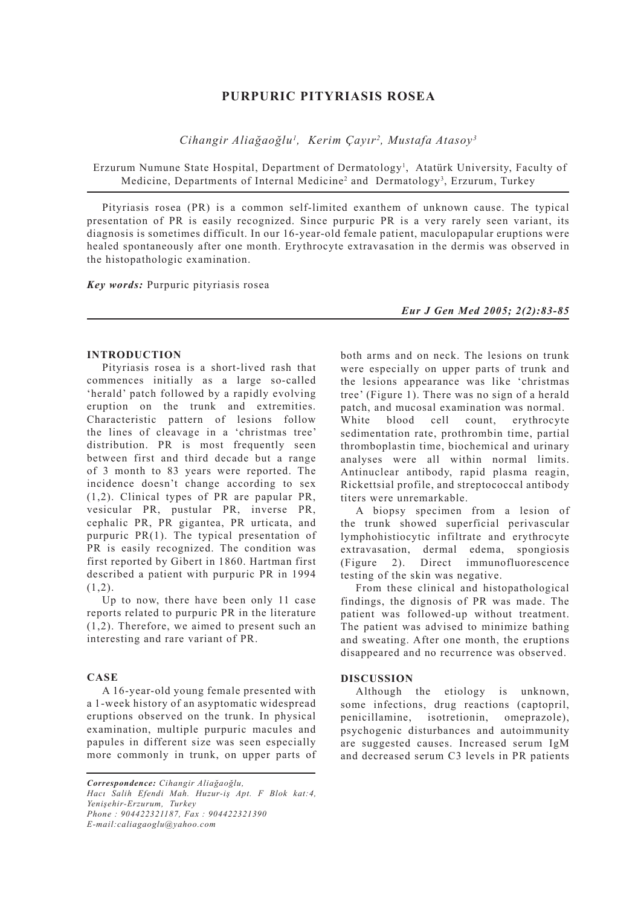# PURPURIC PITYRIASIS ROSEA

*Cihangir Aliağaoğlu[1], Kerim Çayır[2], Mustafa Atasoy[3]*

Erzurum Numune State Hospital, Department of Dermatology[1], Atatürk University, Faculty of Medicine, Departments of Internal Medicine[2] and Dermatology[3], Erzurum, Turkey

Pityriasis rosea (PR) is a common self-limited exanthem of unknown cause. The typical presentation of PR is easily recognized. Since purpuric PR is a very rarely seen variant, its diagnosis is sometimes difficult. In our 16-year-old female patient, maculopapular eruptions were healed spontaneously after one month. Erythrocyte extravasation in the dermis was observed in the histopathologic examination.

***Key words:*** Purpuric pityriasis rosea

***Eur J Gen Med 2005; 2(2):83-85***

## INTRODUCTION

Pityriasis rosea is a short-lived rash that commences initially as a large so-called 'herald' patch followed by a rapidly evolving eruption on the trunk and extremities. Characteristic pattern of lesions follow the lines of cleavage in a 'christmas tree' distribution. PR is most frequently seen between first and third decade but a range of 3 month to 83 years were reported. The incidence doesn't change according to sex (1,2). Clinical types of PR are papular PR, vesicular PR, pustular PR, inverse PR, cephalic PR, PR gigantea, PR urticata, and purpuric PR(1). The typical presentation of PR is easily recognized. The condition was first reported by Gibert in 1860. Hartman first described a patient with purpuric PR in 1994 (1,2).

Up to now, there have been only 11 case reports related to purpuric PR in the literature (1,2). Therefore, we aimed to present such an interesting and rare variant of PR.

## CASE

A 16-year-old young female presented with a 1-week history of an asyptomatic widespread eruptions observed on the trunk. In physical examination, multiple purpuric macules and papules in different size was seen especially more commonly in trunk, on upper parts of both arms and on neck. The lesions on trunk were especially on upper parts of trunk and the lesions appearance was like 'christmas tree' (Figure 1). There was no sign of a herald patch, and mucosal examination was normal. White blood cell count, erythrocyte sedimentation rate, prothrombin time, partial thromboplastin time, biochemical and urinary analyses were all within normal limits. Antinuclear antibody, rapid plasma reagin, Rickettsial profile, and streptococcal antibody titers were unremarkable.

A biopsy specimen from a lesion of the trunk showed superficial perivascular lymphohistiocytic infiltrate and erythrocyte extravasation, dermal edema, spongiosis (Figure 2). Direct immunofluorescence testing of the skin was negative.

From these clinical and histopathological findings, the dignosis of PR was made. The patient was followed-up without treatment. The patient was advised to minimize bathing and sweating. After one month, the eruptions disappeared and no recurrence was observed.

## DISCUSSION

Although the etiology is unknown, some infections, drug reactions (captopril, penicillamine, isotretionin, omeprazole), psychogenic disturbances and autoimmunity are suggested causes. Increased serum IgM and decreased serum C3 levels in PR patients

***Correspondence:*** *Cihangir Aliağaoğlu,*
*Hacı Salih Efendi Mah. Huzur-iş Apt. F Blok kat:4, Yenişehir-Erzurum, Turkey*
*Phone : 904422321187, Fax : 904422321390*
*E-mail:caliagaoglu@yahoo.com*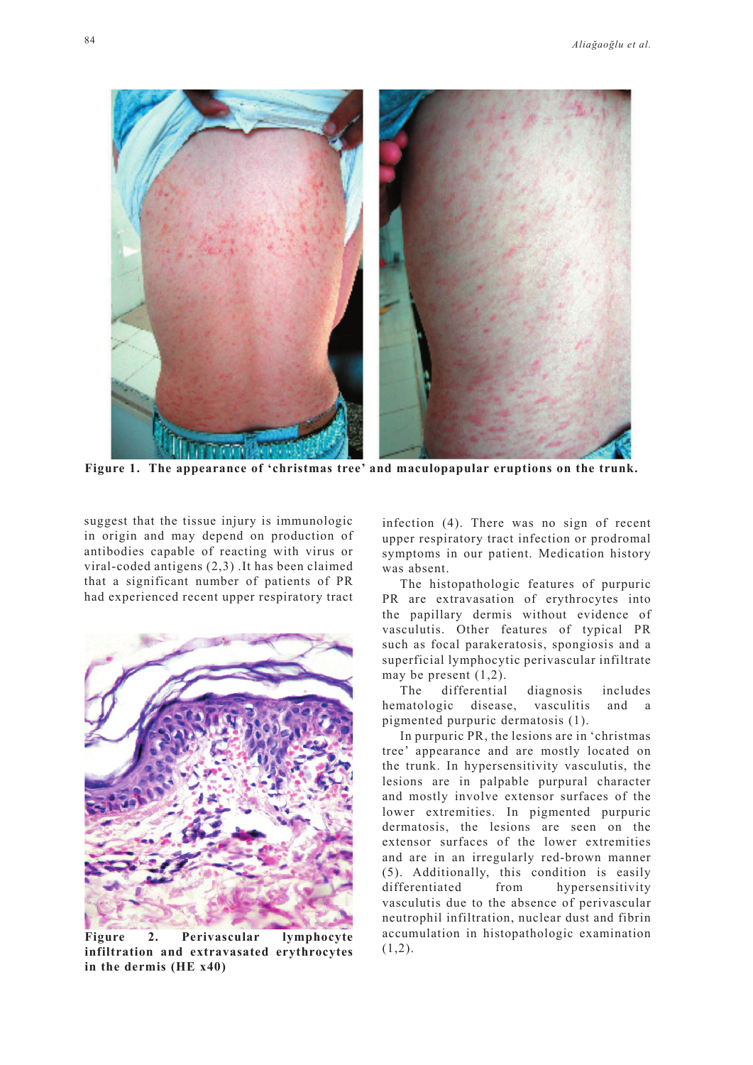**Figure 1. The appearance of 'christmas tree' and maculopapular eruptions on the trunk.**

suggest that the tissue injury is immunologic in origin and may depend on production of antibodies capable of reacting with virus or viral-coded antigens (2,3) .It has been claimed that a significant number of patients of PR had experienced recent upper respiratory tract infection (4). There was no sign of recent upper respiratory tract infection or prodromal symptoms in our patient. Medication history was absent.

**Figure 2. Perivascular lymphocyte infiltration and extravasated erythrocytes in the dermis (HE x40)**

The histopathologic features of purpuric PR are extravasation of erythrocytes into the papillary dermis without evidence of vasculutis. Other features of typical PR such as focal parakeratosis, spongiosis and a superficial lymphocytic perivascular infiltrate may be present (1,2).

The differential diagnosis includes hematologic disease, vasculitis and a pigmented purpuric dermatosis (1).

In purpuric PR, the lesions are in 'christmas tree' appearance and are mostly located on the trunk. In hypersensitivity vasculutis, the lesions are in palpable purpural character and mostly involve extensor surfaces of the lower extremities. In pigmented purpuric dermatosis, the lesions are seen on the extensor surfaces of the lower extremities and are in an irregularly red-brown manner (5). Additionally, this condition is easily differentiated from hypersensitivity vasculutis due to the absence of perivascular neutrophil infiltration, nuclear dust and fibrin accumulation in histopathologic examination (1,2).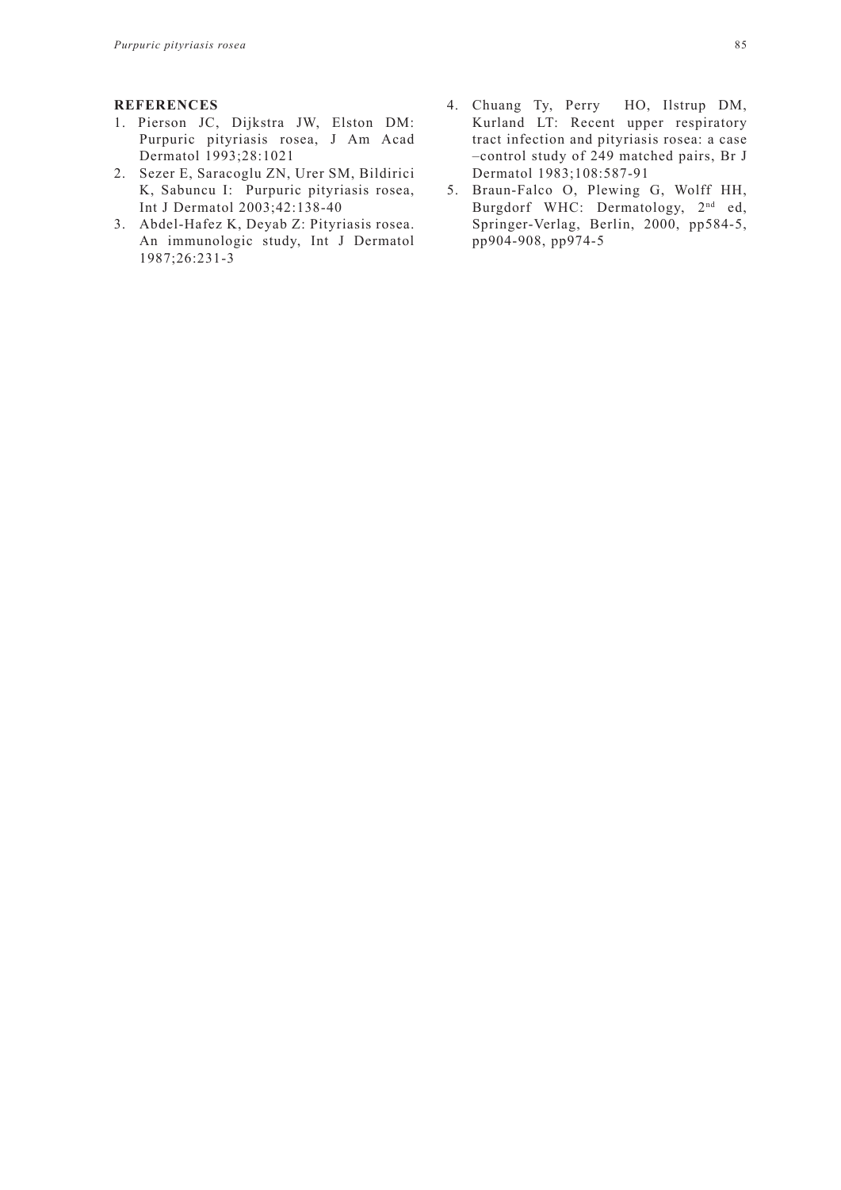## REFERENCES

1. Pierson JC, Dijkstra JW, Elston DM: Purpuric pityriasis rosea, J Am Acad Dermatol 1993;28:1021
2. Sezer E, Saracoglu ZN, Urer SM, Bildirici K, Sabuncu I: Purpuric pityriasis rosea, Int J Dermatol 2003;42:138-40
3. Abdel-Hafez K, Deyab Z: Pityriasis rosea. An immunologic study, Int J Dermatol 1987;26:231-3
4. Chuang Ty, Perry HO, Ilstrup DM, Kurland LT: Recent upper respiratory tract infection and pityriasis rosea: a case –control study of 249 matched pairs, Br J Dermatol 1983;108:587-91
5. Braun-Falco O, Plewing G, Wolff HH, Burgdorf WHC: Dermatology, 2nd ed, Springer-Verlag, Berlin, 2000, pp584-5, pp904-908, pp974-5